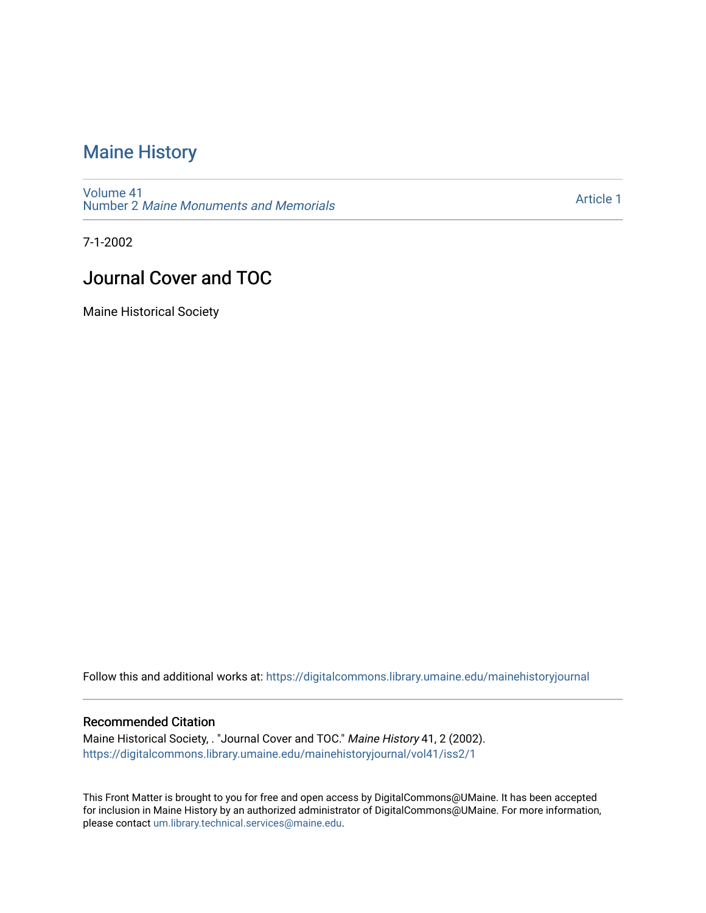# Maine History

Volume 41
Number 2 *Maine Monuments and Memorials*

Article 1

7-1-2002

## Journal Cover and TOC

Maine Historical Society

Follow this and additional works at: https://digitalcommons.library.umaine.edu/mainehistoryjournal

### Recommended Citation

Maine Historical Society, . "Journal Cover and TOC." *Maine History* 41, 2 (2002).
https://digitalcommons.library.umaine.edu/mainehistoryjournal/vol41/iss2/1

This Front Matter is brought to you for free and open access by DigitalCommons@UMaine. It has been accepted for inclusion in Maine History by an authorized administrator of DigitalCommons@UMaine. For more information, please contact um.library.technical.services@maine.edu.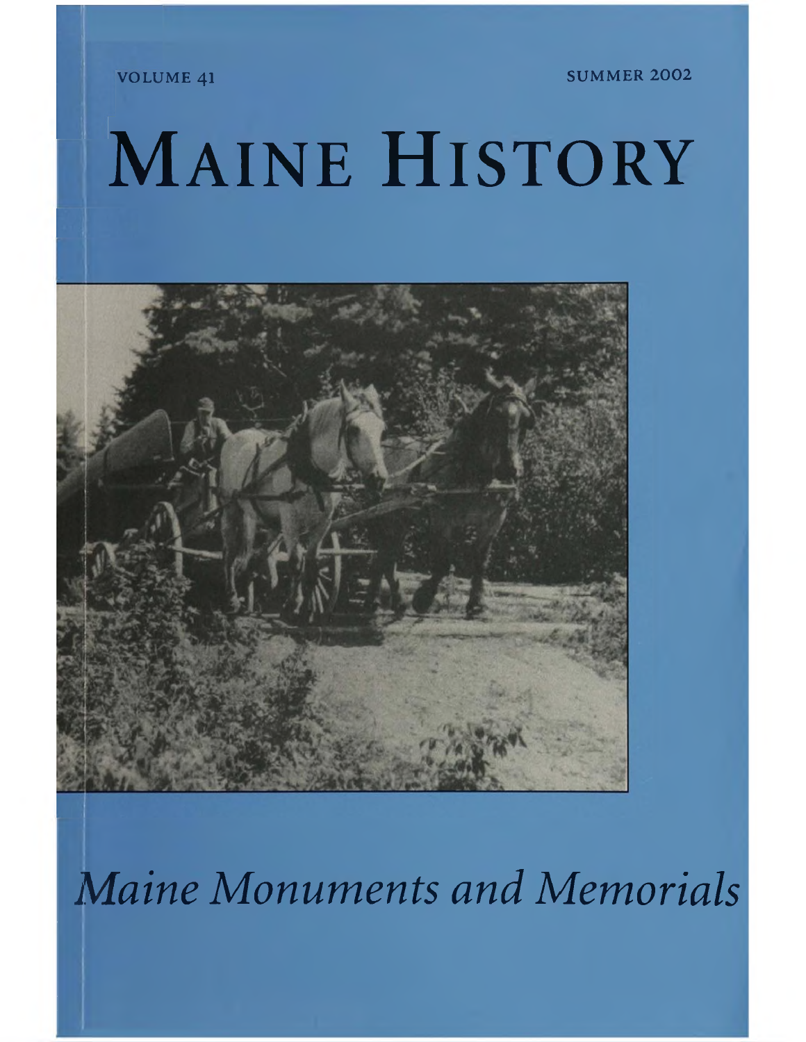VOLUME 41

SUMMER 2002

# MAINE HISTORY

*Maine Monuments and Memorials*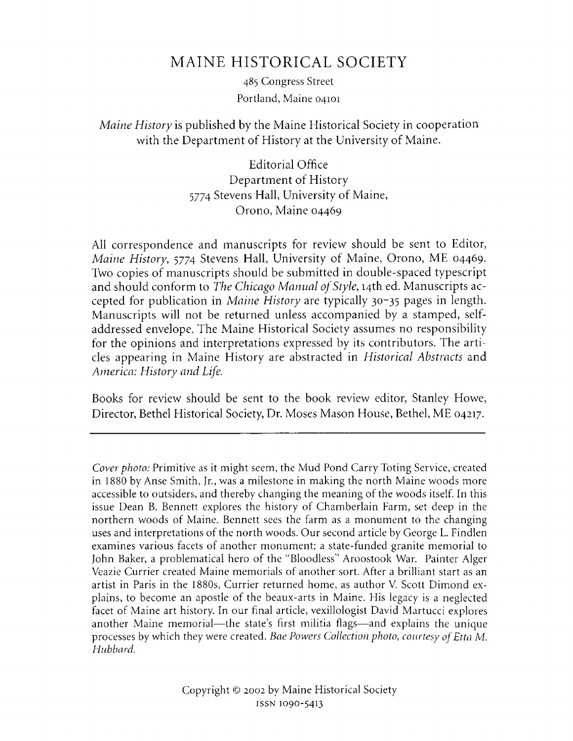# MAINE HISTORICAL SOCIETY

485 Congress Street
Portland, Maine 04101

*Maine History* is published by the Maine Historical Society in cooperation with the Department of History at the University of Maine.

Editorial Office
Department of History
5774 Stevens Hall, University of Maine,
Orono, Maine 04469

All correspondence and manuscripts for review should be sent to Editor, *Maine History*, 5774 Stevens Hall, University of Maine, Orono, ME 04469. Two copies of manuscripts should be submitted in double-spaced typescript and should conform to *The Chicago Manual of Style*, 14th ed. Manuscripts accepted for publication in *Maine History* are typically 30–35 pages in length. Manuscripts will not be returned unless accompanied by a stamped, self-addressed envelope. The Maine Historical Society assumes no responsibility for the opinions and interpretations expressed by its contributors. The articles appearing in Maine History are abstracted in *Historical Abstracts* and *America: History and Life.*

Books for review should be sent to the book review editor, Stanley Howe, Director, Bethel Historical Society, Dr. Moses Mason House, Bethel, ME 04217.

---

*Cover photo:* Primitive as it might seem, the Mud Pond Carry Toting Service, created in 1880 by Anse Smith, Jr., was a milestone in making the north Maine woods more accessible to outsiders, and thereby changing the meaning of the woods itself. In this issue Dean B. Bennett explores the history of Chamberlain Farm, set deep in the northern woods of Maine. Bennett sees the farm as a monument to the changing uses and interpretations of the north woods. Our second article by George L. Findlen examines various facets of another monument: a state-funded granite memorial to John Baker, a problematical hero of the "Bloodless" Aroostook War. Painter Alger Veazie Currier created Maine memorials of another sort. After a brilliant start as an artist in Paris in the 1880s, Currier returned home, as author V. Scott Dimond explains, to become an apostle of the beaux-arts in Maine. His legacy is a neglected facet of Maine art history. In our final article, vexillologist David Martucci explores another Maine memorial—the state's first militia flags—and explains the unique processes by which they were created. *Bae Powers Collection photo, courtesy of Etta M. Hubbard.*

Copyright © 2002 by Maine Historical Society
ISSN 1090-5413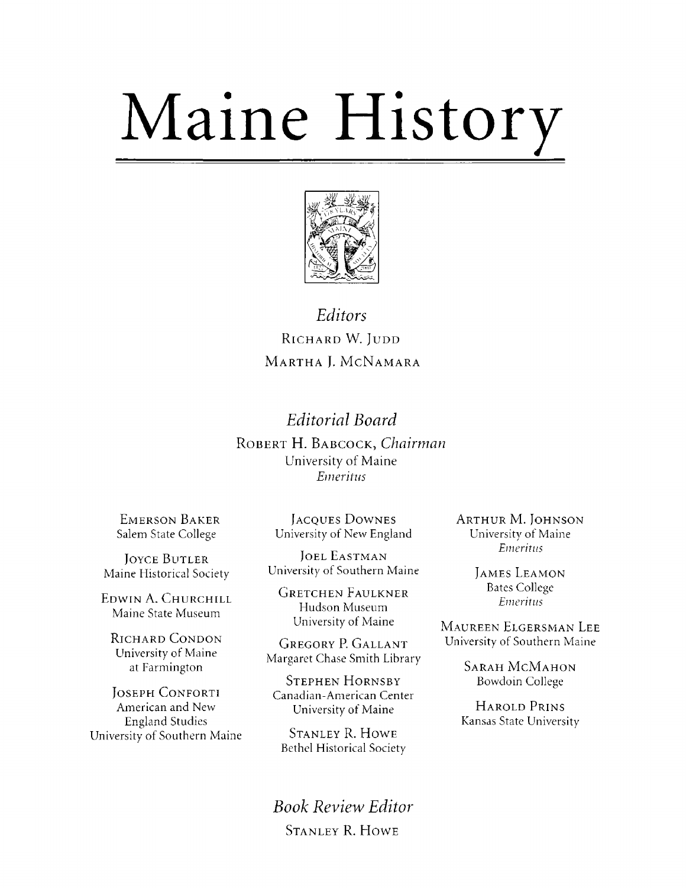# Maine History

*Editors*

Richard W. Judd

Martha J. McNamara

*Editorial Board*

Robert H. Babcock, *Chairman*
University of Maine
*Emeritus*

Emerson Baker
Salem State College

Joyce Butler
Maine Historical Society

Edwin A. Churchill
Maine State Museum

Richard Condon
University of Maine
at Farmington

Joseph Conforti
American and New
England Studies
University of Southern Maine

Jacques Downes
University of New England

Joel Eastman
University of Southern Maine

Gretchen Faulkner
Hudson Museum
University of Maine

Gregory P. Gallant
Margaret Chase Smith Library

Stephen Hornsby
Canadian-American Center
University of Maine

Stanley R. Howe
Bethel Historical Society

Arthur M. Johnson
University of Maine
*Emeritus*

James Leamon
Bates College
*Emeritus*

Maureen Elgersman Lee
University of Southern Maine

Sarah McMahon
Bowdoin College

Harold Prins
Kansas State University

*Book Review Editor*

Stanley R. Howe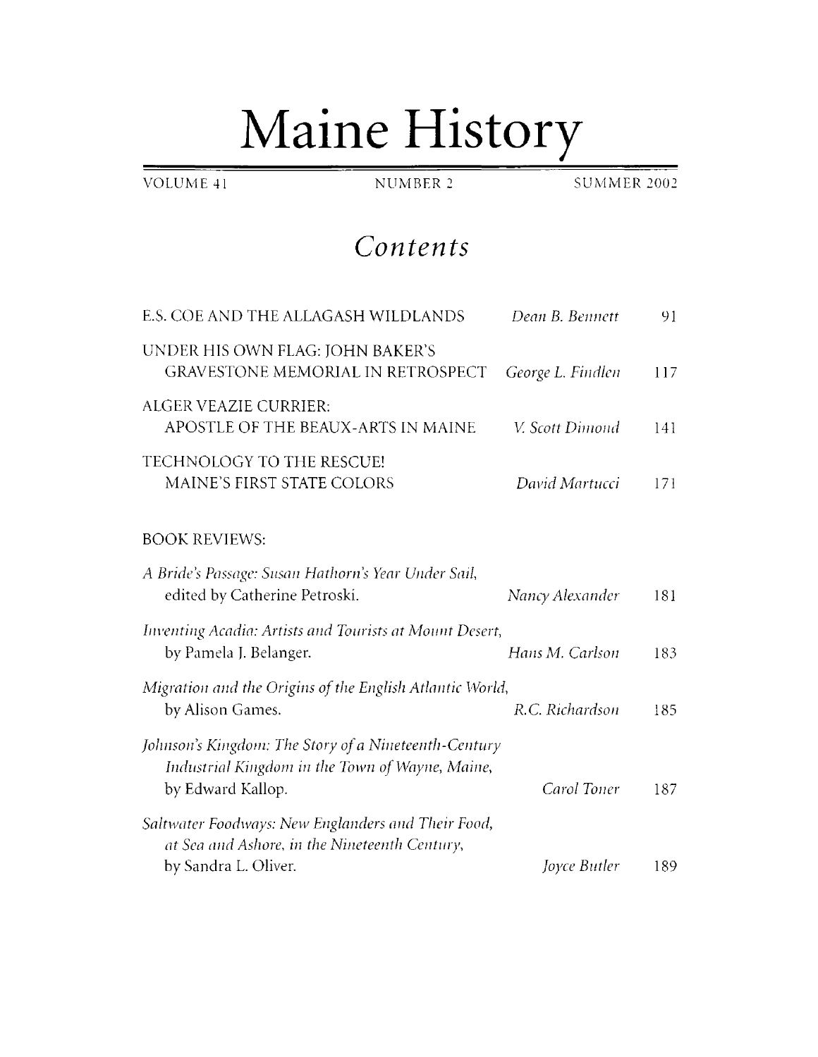# Maine History

VOLUME 41 NUMBER 2 SUMMER 2002

## *Contents*

| | | |
|---|---|---|
| E.S. COE AND THE ALLAGASH WILDLANDS | *Dean B. Bennett* | 91 |
| UNDER HIS OWN FLAG: JOHN BAKER'S GRAVESTONE MEMORIAL IN RETROSPECT | *George L. Findlen* | 117 |
| ALGER VEAZIE CURRIER: APOSTLE OF THE BEAUX-ARTS IN MAINE | *V. Scott Dimond* | 141 |
| TECHNOLOGY TO THE RESCUE! MAINE'S FIRST STATE COLORS | *David Martucci* | 171 |

BOOK REVIEWS:

| | | |
|---|---|---|
| *A Bride's Passage: Susan Hathorn's Year Under Sail*, edited by Catherine Petroski. | *Nancy Alexander* | 181 |
| *Inventing Acadia: Artists and Tourists at Mount Desert*, by Pamela J. Belanger. | *Hans M. Carlson* | 183 |
| *Migration and the Origins of the English Atlantic World*, by Alison Games. | *R.C. Richardson* | 185 |
| *Johnson's Kingdom: The Story of a Nineteenth-Century Industrial Kingdom in the Town of Wayne, Maine*, by Edward Kallop. | *Carol Toner* | 187 |
| *Saltwater Foodways: New Englanders and Their Food, at Sea and Ashore, in the Nineteenth Century*, by Sandra L. Oliver. | *Joyce Butler* | 189 |